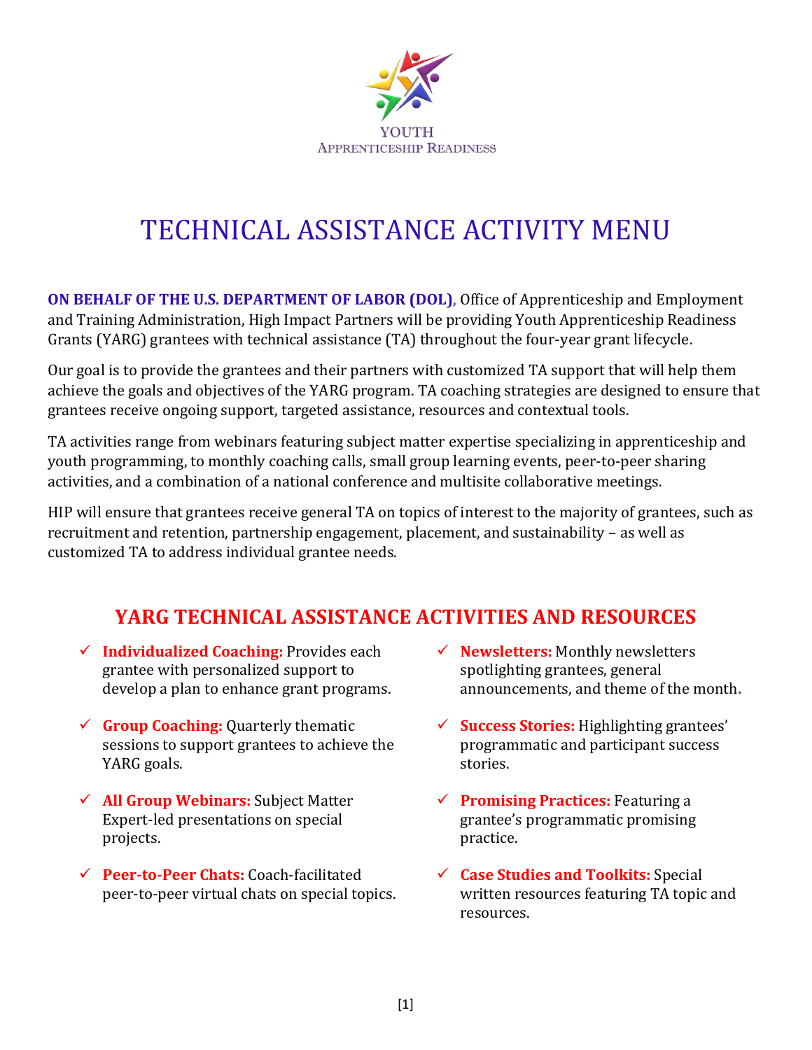YOUTH
APPRENTICESHIP READINESS

# TECHNICAL ASSISTANCE ACTIVITY MENU

**ON BEHALF OF THE U.S. DEPARTMENT OF LABOR (DOL)**, Office of Apprenticeship and Employment and Training Administration, High Impact Partners will be providing Youth Apprenticeship Readiness Grants (YARG) grantees with technical assistance (TA) throughout the four-year grant lifecycle.

Our goal is to provide the grantees and their partners with customized TA support that will help them achieve the goals and objectives of the YARG program. TA coaching strategies are designed to ensure that grantees receive ongoing support, targeted assistance, resources and contextual tools.

TA activities range from webinars featuring subject matter expertise specializing in apprenticeship and youth programming, to monthly coaching calls, small group learning events, peer-to-peer sharing activities, and a combination of a national conference and multisite collaborative meetings.

HIP will ensure that grantees receive general TA on topics of interest to the majority of grantees, such as recruitment and retention, partnership engagement, placement, and sustainability – as well as customized TA to address individual grantee needs.

## YARG TECHNICAL ASSISTANCE ACTIVITIES AND RESOURCES

- ✓ **Individualized Coaching:** Provides each grantee with personalized support to develop a plan to enhance grant programs.
- ✓ **Group Coaching:** Quarterly thematic sessions to support grantees to achieve the YARG goals.
- ✓ **All Group Webinars:** Subject Matter Expert-led presentations on special projects.
- ✓ **Peer-to-Peer Chats:** Coach-facilitated peer-to-peer virtual chats on special topics.
- ✓ **Newsletters:** Monthly newsletters spotlighting grantees, general announcements, and theme of the month.
- ✓ **Success Stories:** Highlighting grantees' programmatic and participant success stories.
- ✓ **Promising Practices:** Featuring a grantee's programmatic promising practice.
- ✓ **Case Studies and Toolkits:** Special written resources featuring TA topic and resources.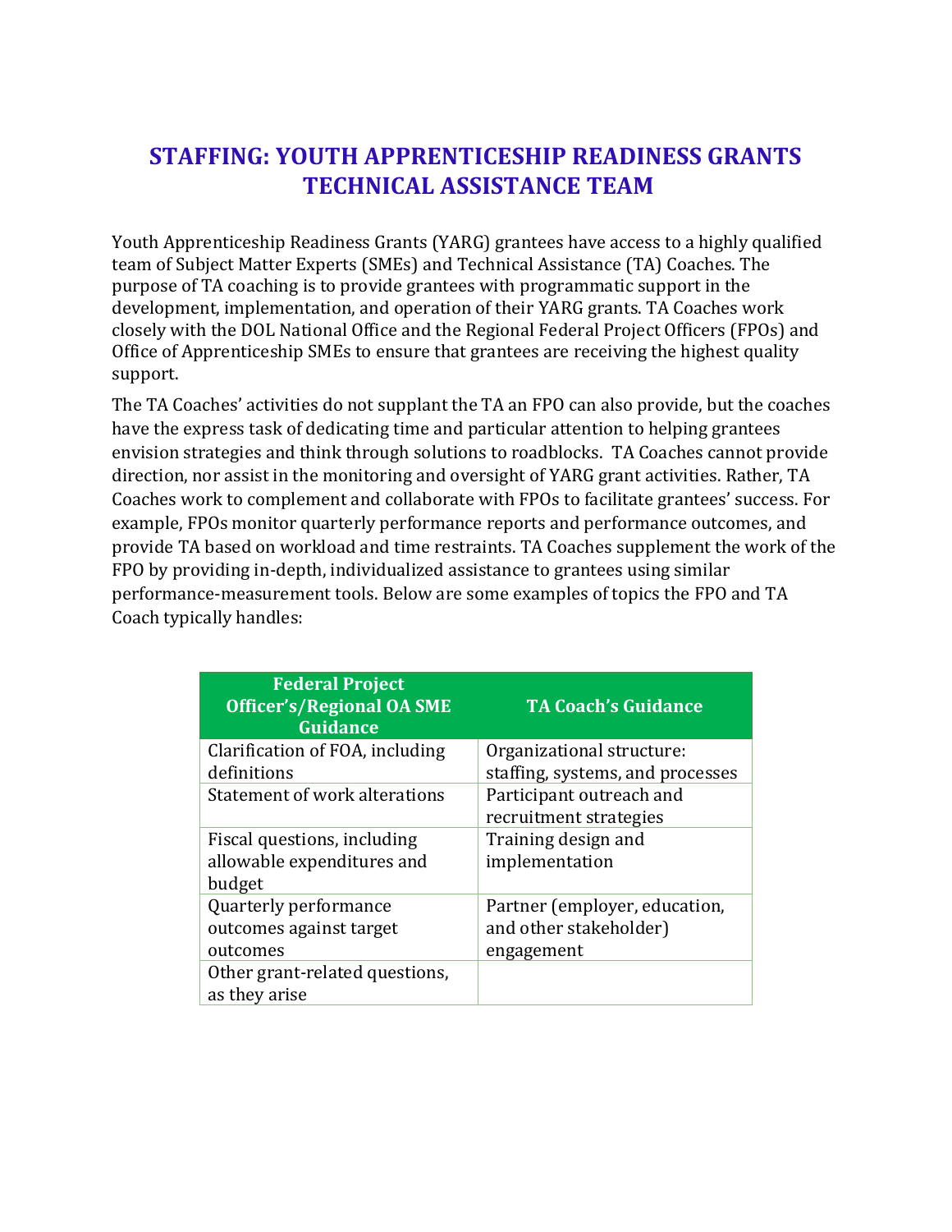# STAFFING: YOUTH APPRENTICESHIP READINESS GRANTS TECHNICAL ASSISTANCE TEAM

Youth Apprenticeship Readiness Grants (YARG) grantees have access to a highly qualified team of Subject Matter Experts (SMEs) and Technical Assistance (TA) Coaches. The purpose of TA coaching is to provide grantees with programmatic support in the development, implementation, and operation of their YARG grants. TA Coaches work closely with the DOL National Office and the Regional Federal Project Officers (FPOs) and Office of Apprenticeship SMEs to ensure that grantees are receiving the highest quality support.

The TA Coaches' activities do not supplant the TA an FPO can also provide, but the coaches have the express task of dedicating time and particular attention to helping grantees envision strategies and think through solutions to roadblocks. TA Coaches cannot provide direction, nor assist in the monitoring and oversight of YARG grant activities. Rather, TA Coaches work to complement and collaborate with FPOs to facilitate grantees' success. For example, FPOs monitor quarterly performance reports and performance outcomes, and provide TA based on workload and time restraints. TA Coaches supplement the work of the FPO by providing in-depth, individualized assistance to grantees using similar performance-measurement tools. Below are some examples of topics the FPO and TA Coach typically handles:

| Federal Project Officer's/Regional OA SME Guidance | TA Coach's Guidance |
|---|---|
| Clarification of FOA, including definitions | Organizational structure: staffing, systems, and processes |
| Statement of work alterations | Participant outreach and recruitment strategies |
| Fiscal questions, including allowable expenditures and budget | Training design and implementation |
| Quarterly performance outcomes against target outcomes | Partner (employer, education, and other stakeholder) engagement |
| Other grant-related questions, as they arise | |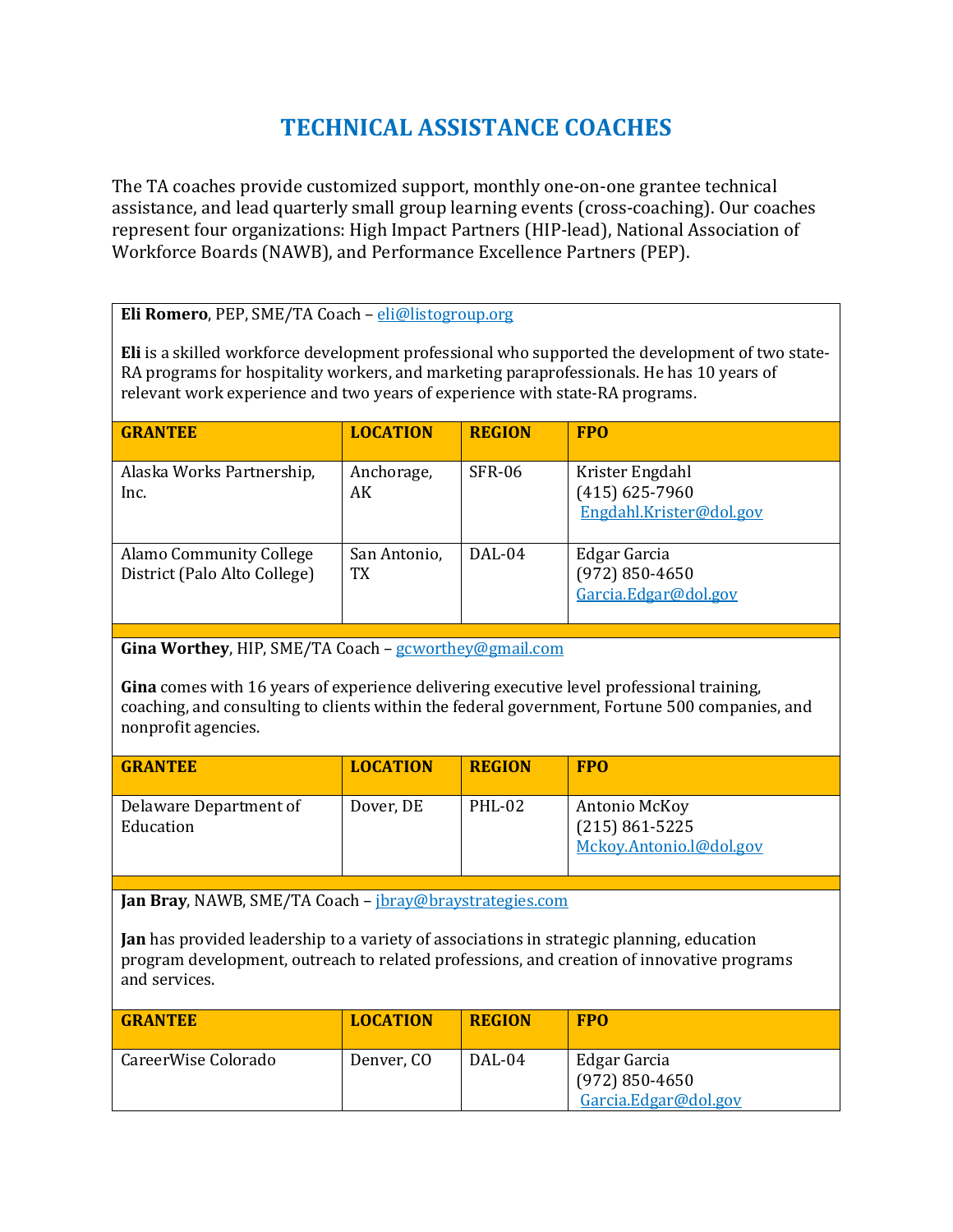# TECHNICAL ASSISTANCE COACHES

The TA coaches provide customized support, monthly one-on-one grantee technical assistance, and lead quarterly small group learning events (cross-coaching). Our coaches represent four organizations: High Impact Partners (HIP-lead), National Association of Workforce Boards (NAWB), and Performance Excellence Partners (PEP).

**Eli Romero**, PEP, SME/TA Coach – eli@listogroup.org

**Eli** is a skilled workforce development professional who supported the development of two state-RA programs for hospitality workers, and marketing paraprofessionals. He has 10 years of relevant work experience and two years of experience with state-RA programs.

| GRANTEE | LOCATION | REGION | FPO |
|---|---|---|---|
| Alaska Works Partnership, Inc. | Anchorage, AK | SFR-06 | Krister Engdahl<br>(415) 625-7960<br>Engdahl.Krister@dol.gov |
| Alamo Community College District (Palo Alto College) | San Antonio, TX | DAL-04 | Edgar Garcia<br>(972) 850-4650<br>Garcia.Edgar@dol.gov |

**Gina Worthey**, HIP, SME/TA Coach – gcworthey@gmail.com

**Gina** comes with 16 years of experience delivering executive level professional training, coaching, and consulting to clients within the federal government, Fortune 500 companies, and nonprofit agencies.

| GRANTEE | LOCATION | REGION | FPO |
|---|---|---|---|
| Delaware Department of Education | Dover, DE | PHL-02 | Antonio McKoy<br>(215) 861-5225<br>Mckoy.Antonio.l@dol.gov |

**Jan Bray**, NAWB, SME/TA Coach – jbray@braystrategies.com

**Jan** has provided leadership to a variety of associations in strategic planning, education program development, outreach to related professions, and creation of innovative programs and services.

| GRANTEE | LOCATION | REGION | FPO |
|---|---|---|---|
| CareerWise Colorado | Denver, CO | DAL-04 | Edgar Garcia<br>(972) 850-4650<br>Garcia.Edgar@dol.gov |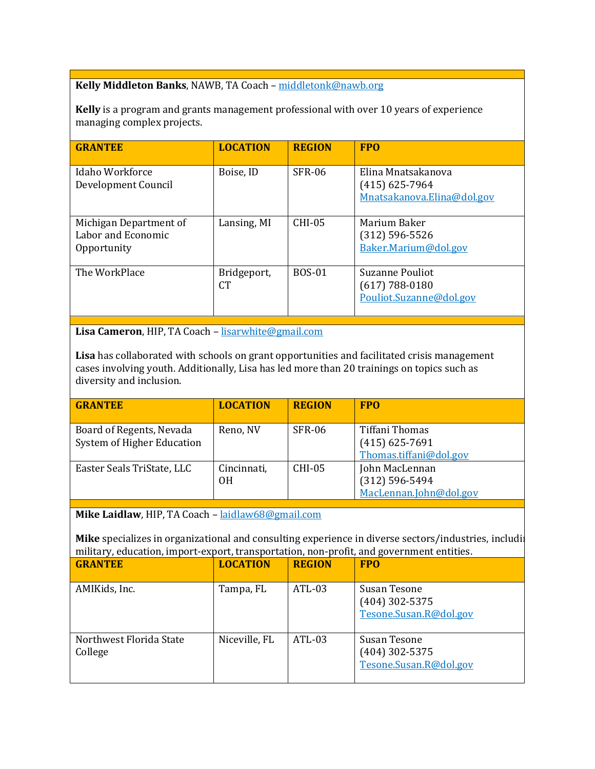**Kelly Middleton Banks**, NAWB, TA Coach – middletonk@nawb.org

**Kelly** is a program and grants management professional with over 10 years of experience managing complex projects.

| GRANTEE | LOCATION | REGION | FPO |
|---|---|---|---|
| Idaho Workforce Development Council | Boise, ID | SFR-06 | Elina Mnatsakanova<br>(415) 625-7964<br>Mnatsakanova.Elina@dol.gov |
| Michigan Department of Labor and Economic Opportunity | Lansing, MI | CHI-05 | Marium Baker<br>(312) 596-5526<br>Baker.Marium@dol.gov |
| The WorkPlace | Bridgeport, CT | BOS-01 | Suzanne Pouliot<br>(617) 788-0180<br>Pouliot.Suzanne@dol.gov |

**Lisa Cameron**, HIP, TA Coach – lisarwhite@gmail.com

**Lisa** has collaborated with schools on grant opportunities and facilitated crisis management cases involving youth. Additionally, Lisa has led more than 20 trainings on topics such as diversity and inclusion.

| GRANTEE | LOCATION | REGION | FPO |
|---|---|---|---|
| Board of Regents, Nevada System of Higher Education | Reno, NV | SFR-06 | Tiffani Thomas<br>(415) 625-7691<br>Thomas.tiffani@dol.gov |
| Easter Seals TriState, LLC | Cincinnati, OH | CHI-05 | John MacLennan<br>(312) 596-5494<br>MacLennan.John@dol.gov |

**Mike Laidlaw**, HIP, TA Coach – laidlaw68@gmail.com

**Mike** specializes in organizational and consulting experience in diverse sectors/industries, includi military, education, import-export, transportation, non-profit, and government entities.

| GRANTEE | LOCATION | REGION | FPO |
|---|---|---|---|
| AMIKids, Inc. | Tampa, FL | ATL-03 | Susan Tesone<br>(404) 302-5375<br>Tesone.Susan.R@dol.gov |
| Northwest Florida State College | Niceville, FL | ATL-03 | Susan Tesone<br>(404) 302-5375<br>Tesone.Susan.R@dol.gov |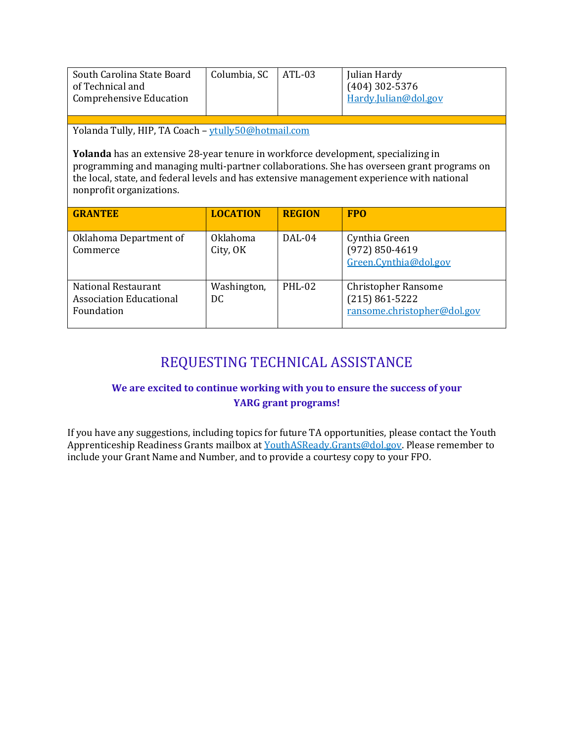| | | | |
|---|---|---|---|
| South Carolina State Board of Technical and Comprehensive Education | Columbia, SC | ATL-03 | Julian Hardy<br>(404) 302-5376<br>Hardy.Julian@dol.gov |

Yolanda Tully, HIP, TA Coach – ytully50@hotmail.com

**Yolanda** has an extensive 28-year tenure in workforce development, specializing in programming and managing multi-partner collaborations. She has overseen grant programs on the local, state, and federal levels and has extensive management experience with national nonprofit organizations.

| GRANTEE | LOCATION | REGION | FPO |
|---|---|---|---|
| Oklahoma Department of Commerce | Oklahoma City, OK | DAL-04 | Cynthia Green<br>(972) 850-4619<br>Green.Cynthia@dol.gov |
| National Restaurant Association Educational Foundation | Washington, DC | PHL-02 | Christopher Ransome<br>(215) 861-5222<br>ransome.christopher@dol.gov |

# REQUESTING TECHNICAL ASSISTANCE

**We are excited to continue working with you to ensure the success of your YARG grant programs!**

If you have any suggestions, including topics for future TA opportunities, please contact the Youth Apprenticeship Readiness Grants mailbox at YouthASReady.Grants@dol.gov. Please remember to include your Grant Name and Number, and to provide a courtesy copy to your FPO.